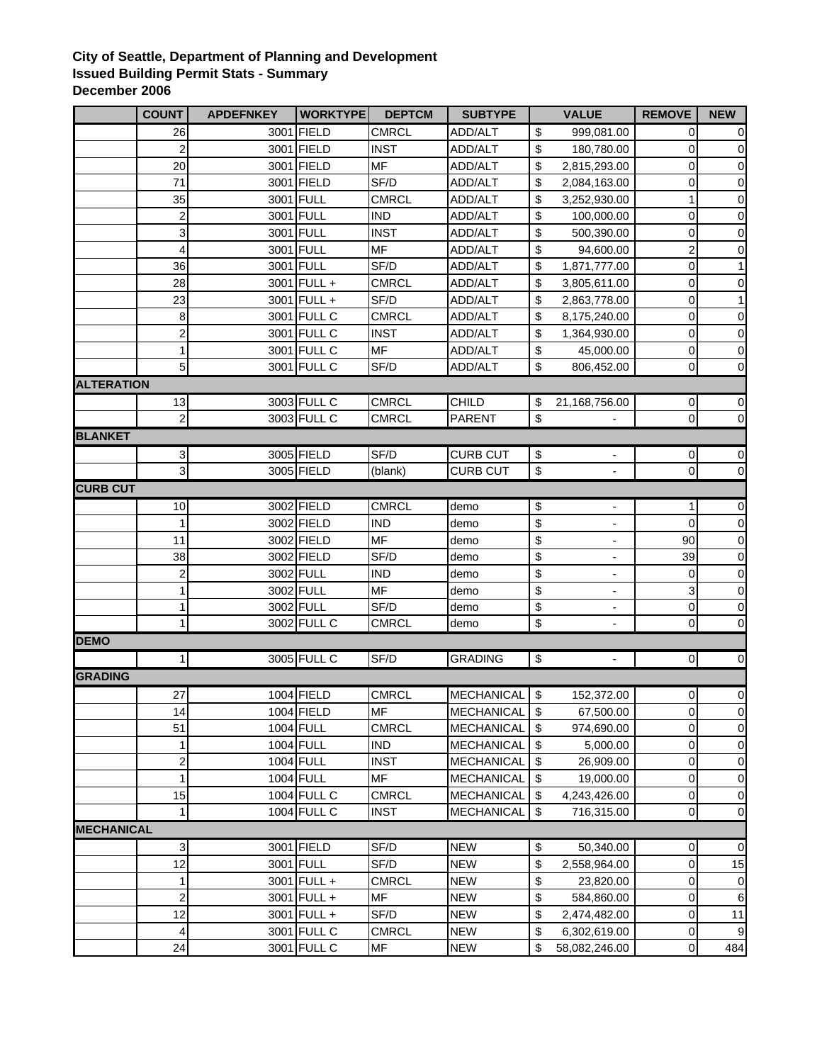**City of Seattle, Department of Planning and Development**
**Issued Building Permit Stats - Summary**
**December 2006**

| | COUNT | APDEFNKEY | WORKTYPE | DEPTCM | SUBTYPE | VALUE | REMOVE | NEW |
|---|---|---|---|---|---|---|---|---|
| | 26 | 3001 | FIELD | CMRCL | ADD/ALT | $ 999,081.00 | 0 | 0 |
| | 2 | 3001 | FIELD | INST | ADD/ALT | $ 180,780.00 | 0 | 0 |
| | 20 | 3001 | FIELD | MF | ADD/ALT | $ 2,815,293.00 | 0 | 0 |
| | 71 | 3001 | FIELD | SF/D | ADD/ALT | $ 2,084,163.00 | 0 | 0 |
| | 35 | 3001 | FULL | CMRCL | ADD/ALT | $ 3,252,930.00 | 1 | 0 |
| | 2 | 3001 | FULL | IND | ADD/ALT | $ 100,000.00 | 0 | 0 |
| | 3 | 3001 | FULL | INST | ADD/ALT | $ 500,390.00 | 0 | 0 |
| | 4 | 3001 | FULL | MF | ADD/ALT | $ 94,600.00 | 2 | 0 |
| | 36 | 3001 | FULL | SF/D | ADD/ALT | $ 1,871,777.00 | 0 | 1 |
| | 28 | 3001 | FULL + | CMRCL | ADD/ALT | $ 3,805,611.00 | 0 | 0 |
| | 23 | 3001 | FULL + | SF/D | ADD/ALT | $ 2,863,778.00 | 0 | 1 |
| | 8 | 3001 | FULL C | CMRCL | ADD/ALT | $ 8,175,240.00 | 0 | 0 |
| | 2 | 3001 | FULL C | INST | ADD/ALT | $ 1,364,930.00 | 0 | 0 |
| | 1 | 3001 | FULL C | MF | ADD/ALT | $ 45,000.00 | 0 | 0 |
| | 5 | 3001 | FULL C | SF/D | ADD/ALT | $ 806,452.00 | 0 | 0 |
| **ALTERATION** | | | | | | | | |
| | 13 | 3003 | FULL C | CMRCL | CHILD | $ 21,168,756.00 | 0 | 0 |
| | 2 | 3003 | FULL C | CMRCL | PARENT | $ - | 0 | 0 |
| **BLANKET** | | | | | | | | |
| | 3 | 3005 | FIELD | SF/D | CURB CUT | $ - | 0 | 0 |
| | 3 | 3005 | FIELD | (blank) | CURB CUT | $ - | 0 | 0 |
| **CURB CUT** | | | | | | | | |
| | 10 | 3002 | FIELD | CMRCL | demo | $ - | 1 | 0 |
| | 1 | 3002 | FIELD | IND | demo | $ - | 0 | 0 |
| | 11 | 3002 | FIELD | MF | demo | $ - | 90 | 0 |
| | 38 | 3002 | FIELD | SF/D | demo | $ - | 39 | 0 |
| | 2 | 3002 | FULL | IND | demo | $ - | 0 | 0 |
| | 1 | 3002 | FULL | MF | demo | $ - | 3 | 0 |
| | 1 | 3002 | FULL | SF/D | demo | $ - | 0 | 0 |
| | 1 | 3002 | FULL C | CMRCL | demo | $ - | 0 | 0 |
| **DEMO** | | | | | | | | |
| | 1 | 3005 | FULL C | SF/D | GRADING | $ - | 0 | 0 |
| **GRADING** | | | | | | | | |
| | 27 | 1004 | FIELD | CMRCL | MECHANICAL | $ 152,372.00 | 0 | 0 |
| | 14 | 1004 | FIELD | MF | MECHANICAL | $ 67,500.00 | 0 | 0 |
| | 51 | 1004 | FULL | CMRCL | MECHANICAL | $ 974,690.00 | 0 | 0 |
| | 1 | 1004 | FULL | IND | MECHANICAL | $ 5,000.00 | 0 | 0 |
| | 2 | 1004 | FULL | INST | MECHANICAL | $ 26,909.00 | 0 | 0 |
| | 1 | 1004 | FULL | MF | MECHANICAL | $ 19,000.00 | 0 | 0 |
| | 15 | 1004 | FULL C | CMRCL | MECHANICAL | $ 4,243,426.00 | 0 | 0 |
| | 1 | 1004 | FULL C | INST | MECHANICAL | $ 716,315.00 | 0 | 0 |
| **MECHANICAL** | | | | | | | | |
| | 3 | 3001 | FIELD | SF/D | NEW | $ 50,340.00 | 0 | 0 |
| | 12 | 3001 | FULL | SF/D | NEW | $ 2,558,964.00 | 0 | 15 |
| | 1 | 3001 | FULL + | CMRCL | NEW | $ 23,820.00 | 0 | 0 |
| | 2 | 3001 | FULL + | MF | NEW | $ 584,860.00 | 0 | 6 |
| | 12 | 3001 | FULL + | SF/D | NEW | $ 2,474,482.00 | 0 | 11 |
| | 4 | 3001 | FULL C | CMRCL | NEW | $ 6,302,619.00 | 0 | 9 |
| | 24 | 3001 | FULL C | MF | NEW | $ 58,082,246.00 | 0 | 484 |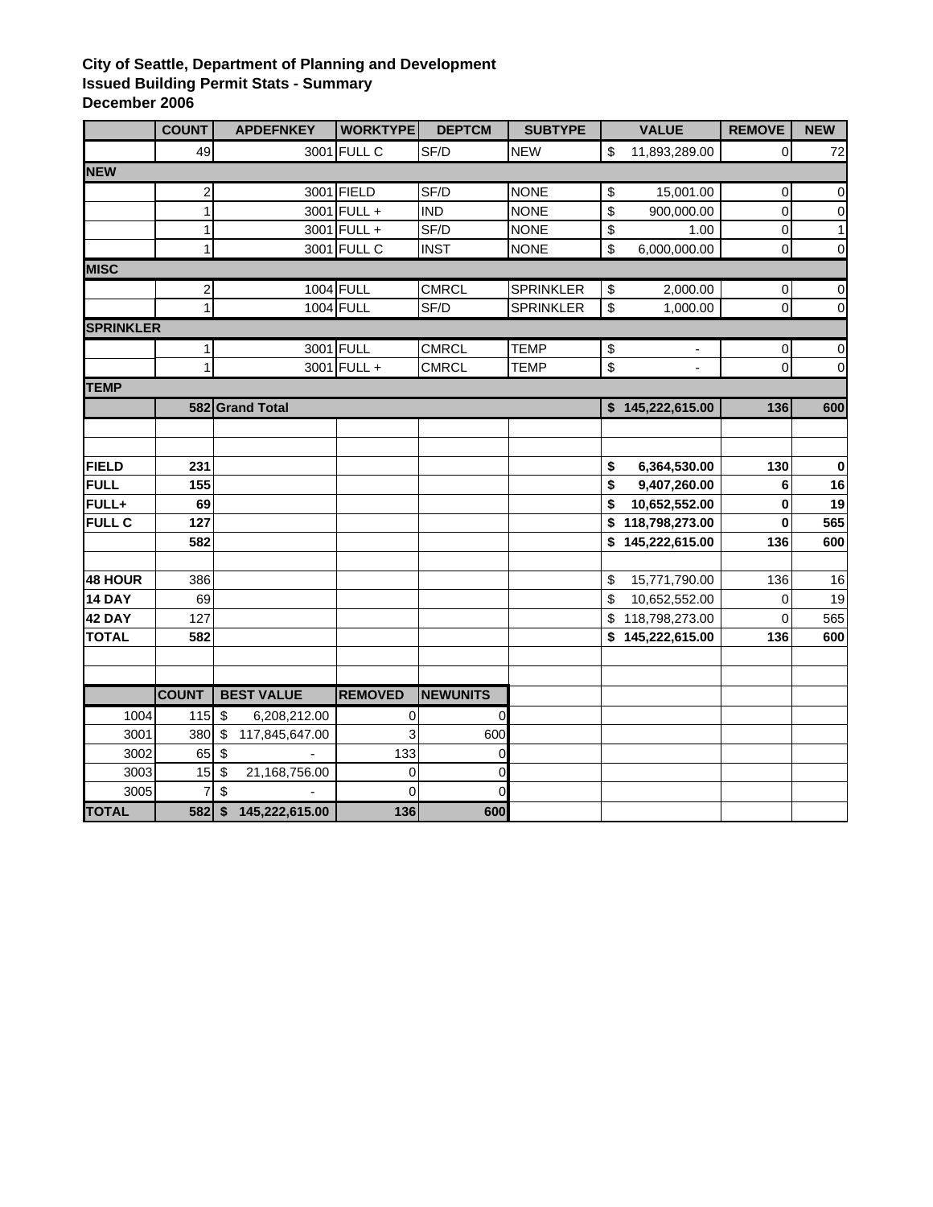**City of Seattle, Department of Planning and Development**
**Issued Building Permit Stats - Summary**
**December 2006**

| | COUNT | APDEFNKEY | WORKTYPE | DEPTCM | SUBTYPE | VALUE | REMOVE | NEW |
|---|---|---|---|---|---|---|---|---|
| | 49 | 3001 | FULL C | SF/D | NEW | $ 11,893,289.00 | 0 | 72 |
| **NEW** | | | | | | | | |
| | 2 | 3001 | FIELD | SF/D | NONE | $ 15,001.00 | 0 | 0 |
| | 1 | 3001 | FULL + | IND | NONE | $ 900,000.00 | 0 | 0 |
| | 1 | 3001 | FULL + | SF/D | NONE | $ 1.00 | 0 | 1 |
| | 1 | 3001 | FULL C | INST | NONE | $ 6,000,000.00 | 0 | 0 |
| **MISC** | | | | | | | | |
| | 2 | 1004 | FULL | CMRCL | SPRINKLER | $ 2,000.00 | 0 | 0 |
| | 1 | 1004 | FULL | SF/D | SPRINKLER | $ 1,000.00 | 0 | 0 |
| **SPRINKLER** | | | | | | | | |
| | 1 | 3001 | FULL | CMRCL | TEMP | $ - | 0 | 0 |
| | 1 | 3001 | FULL + | CMRCL | TEMP | $ - | 0 | 0 |
| **TEMP** | | | | | | | | |
| | **582** | **Grand Total** | | | | **$ 145,222,615.00** | **136** | **600** |
| | | | | | | | | |
| | | | | | | | | |
| **FIELD** | **231** | | | | | **$ 6,364,530.00** | **130** | **0** |
| **FULL** | **155** | | | | | **$ 9,407,260.00** | **6** | **16** |
| **FULL+** | **69** | | | | | **$ 10,652,552.00** | **0** | **19** |
| **FULL C** | **127** | | | | | **$ 118,798,273.00** | **0** | **565** |
| | **582** | | | | | **$ 145,222,615.00** | **136** | **600** |
| | | | | | | | | |
| **48 HOUR** | 386 | | | | | $ 15,771,790.00 | 136 | 16 |
| **14 DAY** | 69 | | | | | $ 10,652,552.00 | 0 | 19 |
| **42 DAY** | 127 | | | | | $ 118,798,273.00 | 0 | 565 |
| **TOTAL** | **582** | | | | | **$ 145,222,615.00** | **136** | **600** |

| | COUNT | BEST VALUE | REMOVED | NEWUNITS |
|---|---|---|---|---|
| 1004 | 115 | $ 6,208,212.00 | 0 | 0 |
| 3001 | 380 | $ 117,845,647.00 | 3 | 600 |
| 3002 | 65 | $ - | 133 | 0 |
| 3003 | 15 | $ 21,168,756.00 | 0 | 0 |
| 3005 | 7 | $ - | 0 | 0 |
| **TOTAL** | **582** | **$ 145,222,615.00** | **136** | **600** |